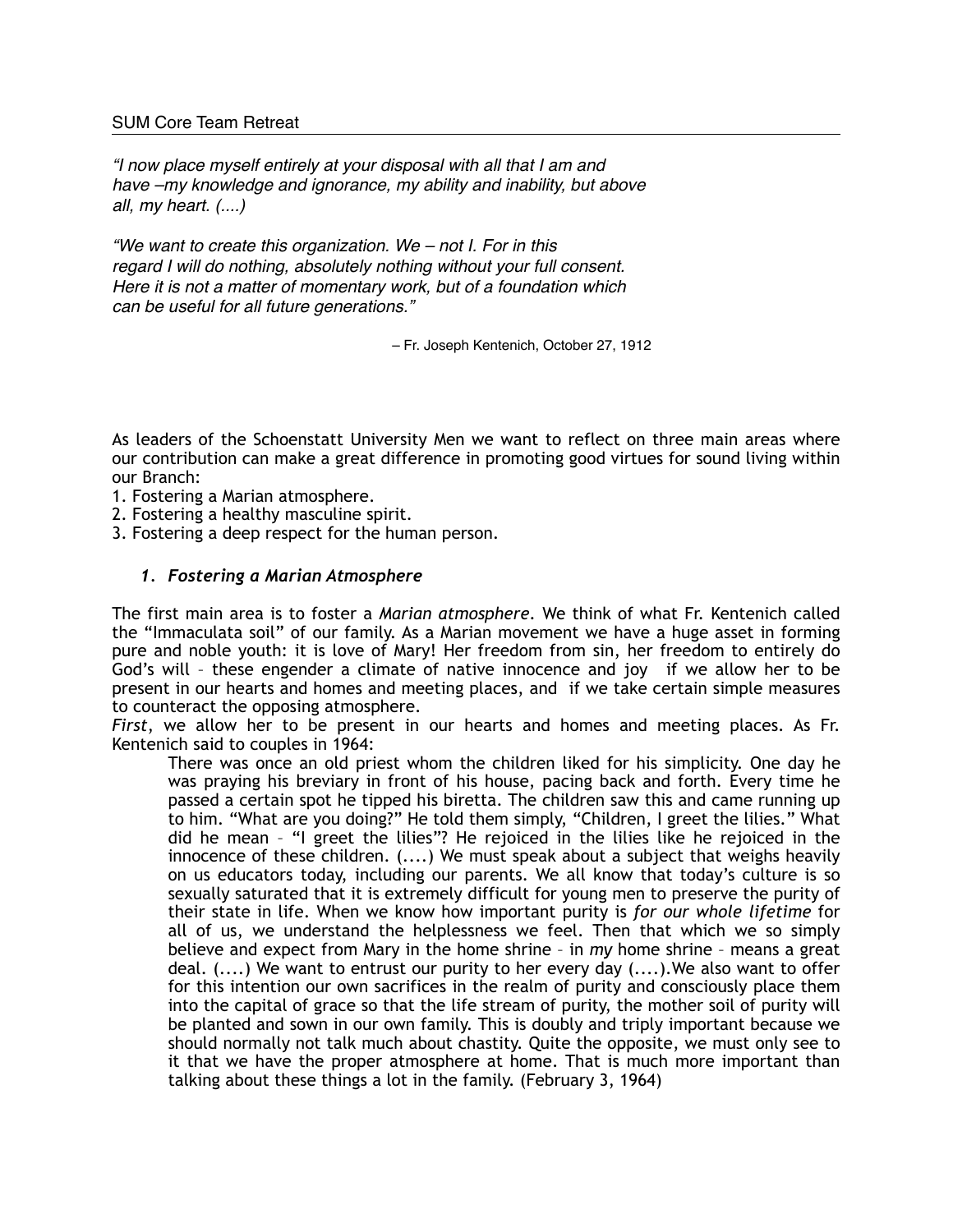*"I now place myself entirely at your disposal with all that I am and have –my knowledge and ignorance, my ability and inability, but above all, my heart. (....)*

*"We want to create this organization. We – not I. For in this regard I will do nothing, absolutely nothing without your full consent. Here it is not a matter of momentary work, but of a foundation which can be useful for all future generations."*

– Fr. Joseph Kentenich, October 27, 1912

As leaders of the Schoenstatt University Men we want to reflect on three main areas where our contribution can make a great difference in promoting good virtues for sound living within our Branch:

1. Fostering a Marian atmosphere.
2. Fostering a healthy masculine spirit.
3. Fostering a deep respect for the human person.

### *1. Fostering a Marian Atmosphere*

The first main area is to foster a *Marian atmosphere*. We think of what Fr. Kentenich called the "Immaculata soil" of our family. As a Marian movement we have a huge asset in forming pure and noble youth: it is love of Mary! Her freedom from sin, her freedom to entirely do God's will – these engender a climate of native innocence and joy if we allow her to be present in our hearts and homes and meeting places, and if we take certain simple measures to counteract the opposing atmosphere.

*First*, we allow her to be present in our hearts and homes and meeting places. As Fr. Kentenich said to couples in 1964:

> There was once an old priest whom the children liked for his simplicity. One day he was praying his breviary in front of his house, pacing back and forth. Every time he passed a certain spot he tipped his biretta. The children saw this and came running up to him. "What are you doing?" He told them simply, "Children, I greet the lilies." What did he mean – "I greet the lilies"? He rejoiced in the lilies like he rejoiced in the innocence of these children. (....) We must speak about a subject that weighs heavily on us educators today, including our parents. We all know that today's culture is so sexually saturated that it is extremely difficult for young men to preserve the purity of their state in life. When we know how important purity is *for our whole lifetime* for all of us, we understand the helplessness we feel. Then that which we so simply believe and expect from Mary in the home shrine – in *my* home shrine – means a great deal. (....) We want to entrust our purity to her every day (....).We also want to offer for this intention our own sacrifices in the realm of purity and consciously place them into the capital of grace so that the life stream of purity, the mother soil of purity will be planted and sown in our own family. This is doubly and triply important because we should normally not talk much about chastity. Quite the opposite, we must only see to it that we have the proper atmosphere at home. That is much more important than talking about these things a lot in the family. (February 3, 1964)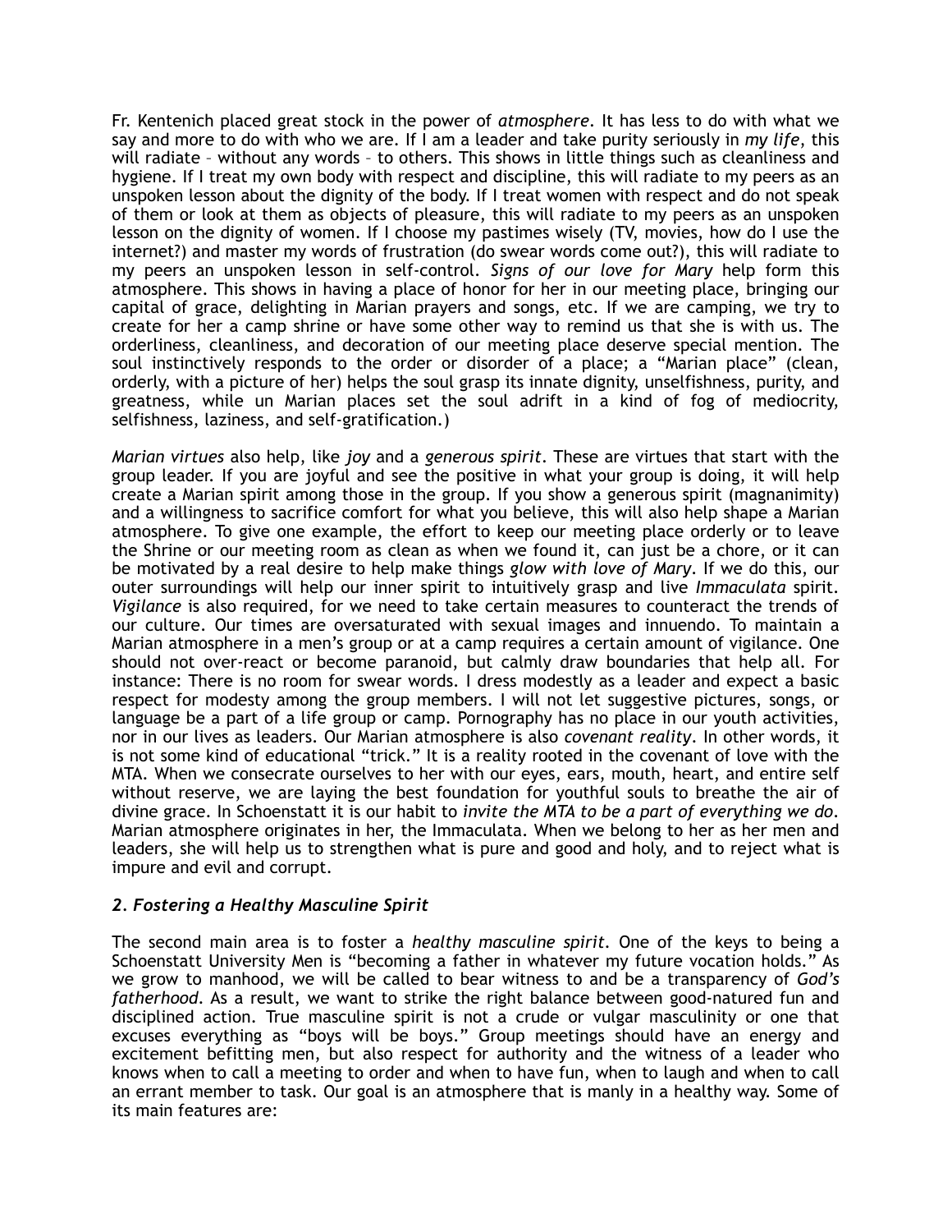Fr. Kentenich placed great stock in the power of *atmosphere*. It has less to do with what we say and more to do with who we are. If I am a leader and take purity seriously in *my life*, this will radiate – without any words – to others. This shows in little things such as cleanliness and hygiene. If I treat my own body with respect and discipline, this will radiate to my peers as an unspoken lesson about the dignity of the body. If I treat women with respect and do not speak of them or look at them as objects of pleasure, this will radiate to my peers as an unspoken lesson on the dignity of women. If I choose my pastimes wisely (TV, movies, how do I use the internet?) and master my words of frustration (do swear words come out?), this will radiate to my peers an unspoken lesson in self-control. *Signs of our love for Mary* help form this atmosphere. This shows in having a place of honor for her in our meeting place, bringing our capital of grace, delighting in Marian prayers and songs, etc. If we are camping, we try to create for her a camp shrine or have some other way to remind us that she is with us. The orderliness, cleanliness, and decoration of our meeting place deserve special mention. The soul instinctively responds to the order or disorder of a place; a "Marian place" (clean, orderly, with a picture of her) helps the soul grasp its innate dignity, unselfishness, purity, and greatness, while un Marian places set the soul adrift in a kind of fog of mediocrity, selfishness, laziness, and self-gratification.)

*Marian virtues* also help, like *joy* and a *generous spirit*. These are virtues that start with the group leader. If you are joyful and see the positive in what your group is doing, it will help create a Marian spirit among those in the group. If you show a generous spirit (magnanimity) and a willingness to sacrifice comfort for what you believe, this will also help shape a Marian atmosphere. To give one example, the effort to keep our meeting place orderly or to leave the Shrine or our meeting room as clean as when we found it, can just be a chore, or it can be motivated by a real desire to help make things *glow with love of Mary*. If we do this, our outer surroundings will help our inner spirit to intuitively grasp and live *Immaculata* spirit. *Vigilance* is also required, for we need to take certain measures to counteract the trends of our culture. Our times are oversaturated with sexual images and innuendo. To maintain a Marian atmosphere in a men's group or at a camp requires a certain amount of vigilance. One should not over-react or become paranoid, but calmly draw boundaries that help all. For instance: There is no room for swear words. I dress modestly as a leader and expect a basic respect for modesty among the group members. I will not let suggestive pictures, songs, or language be a part of a life group or camp. Pornography has no place in our youth activities, nor in our lives as leaders. Our Marian atmosphere is also *covenant reality*. In other words, it is not some kind of educational "trick." It is a reality rooted in the covenant of love with the MTA. When we consecrate ourselves to her with our eyes, ears, mouth, heart, and entire self without reserve, we are laying the best foundation for youthful souls to breathe the air of divine grace. In Schoenstatt it is our habit to *invite the MTA to be a part of everything we do*. Marian atmosphere originates in her, the Immaculata. When we belong to her as her men and leaders, she will help us to strengthen what is pure and good and holy, and to reject what is impure and evil and corrupt.

### *2. Fostering a Healthy Masculine Spirit*

The second main area is to foster a *healthy masculine spirit*. One of the keys to being a Schoenstatt University Men is "becoming a father in whatever my future vocation holds." As we grow to manhood, we will be called to bear witness to and be a transparency of *God's fatherhood*. As a result, we want to strike the right balance between good-natured fun and disciplined action. True masculine spirit is not a crude or vulgar masculinity or one that excuses everything as "boys will be boys." Group meetings should have an energy and excitement befitting men, but also respect for authority and the witness of a leader who knows when to call a meeting to order and when to have fun, when to laugh and when to call an errant member to task. Our goal is an atmosphere that is manly in a healthy way. Some of its main features are: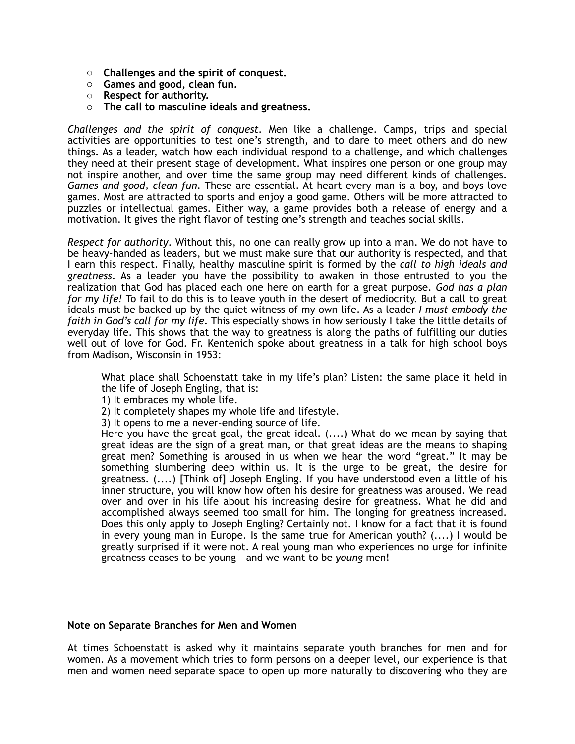- **Challenges and the spirit of conquest.**
- **Games and good, clean fun.**
- **Respect for authority.**
- **The call to masculine ideals and greatness.**

*Challenges and the spirit of conquest.* Men like a challenge. Camps, trips and special activities are opportunities to test one's strength, and to dare to meet others and do new things. As a leader, watch how each individual respond to a challenge, and which challenges they need at their present stage of development. What inspires one person or one group may not inspire another, and over time the same group may need different kinds of challenges. *Games and good, clean fun.* These are essential. At heart every man is a boy, and boys love games. Most are attracted to sports and enjoy a good game. Others will be more attracted to puzzles or intellectual games. Either way, a game provides both a release of energy and a motivation. It gives the right flavor of testing one's strength and teaches social skills.

*Respect for authority.* Without this, no one can really grow up into a man. We do not have to be heavy-handed as leaders, but we must make sure that our authority is respected, and that I earn this respect. Finally, healthy masculine spirit is formed by the *call to high ideals and greatness*. As a leader you have the possibility to awaken in those entrusted to you the realization that God has placed each one here on earth for a great purpose. *God has a plan for my life!* To fail to do this is to leave youth in the desert of mediocrity. But a call to great ideals must be backed up by the quiet witness of my own life. As a leader *I must embody the faith in God's call for my life*. This especially shows in how seriously I take the little details of everyday life. This shows that the way to greatness is along the paths of fulfilling our duties well out of love for God. Fr. Kentenich spoke about greatness in a talk for high school boys from Madison, Wisconsin in 1953:

> What place shall Schoenstatt take in my life's plan? Listen: the same place it held in the life of Joseph Engling, that is:
> 1) It embraces my whole life.
> 2) It completely shapes my whole life and lifestyle.
> 3) It opens to me a never-ending source of life.
> Here you have the great goal, the great ideal. (....) What do we mean by saying that great ideas are the sign of a great man, or that great ideas are the means to shaping great men? Something is aroused in us when we hear the word "great." It may be something slumbering deep within us. It is the urge to be great, the desire for greatness. (....) [Think of] Joseph Engling. If you have understood even a little of his inner structure, you will know how often his desire for greatness was aroused. We read over and over in his life about his increasing desire for greatness. What he did and accomplished always seemed too small for him. The longing for greatness increased. Does this only apply to Joseph Engling? Certainly not. I know for a fact that it is found in every young man in Europe. Is the same true for American youth? (....) I would be greatly surprised if it were not. A real young man who experiences no urge for infinite greatness ceases to be young – and we want to be *young* men!

**Note on Separate Branches for Men and Women**

At times Schoenstatt is asked why it maintains separate youth branches for men and for women. As a movement which tries to form persons on a deeper level, our experience is that men and women need separate space to open up more naturally to discovering who they are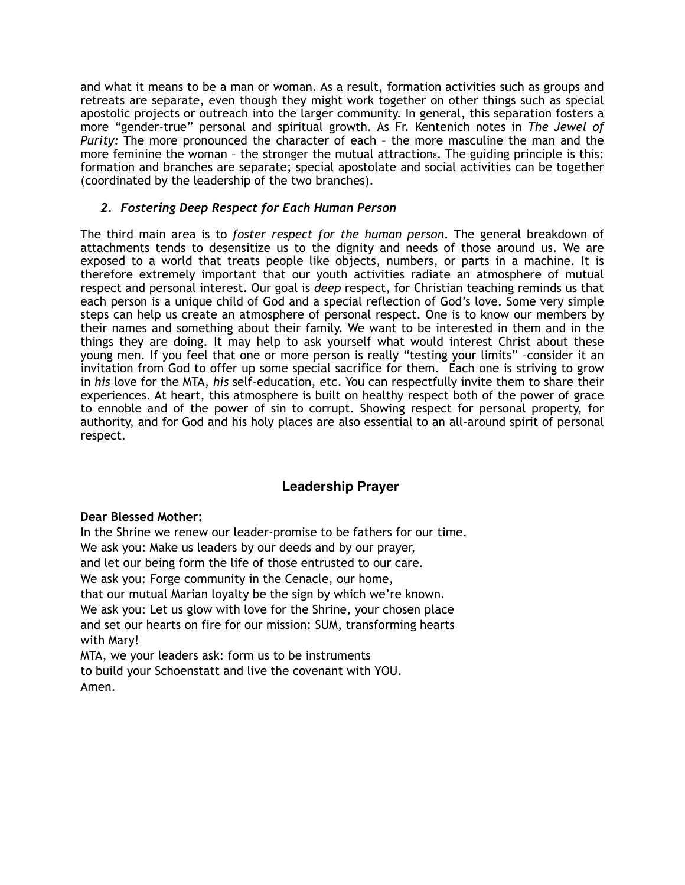and what it means to be a man or woman. As a result, formation activities such as groups and retreats are separate, even though they might work together on other things such as special apostolic projects or outreach into the larger community. In general, this separation fosters a more "gender-true" personal and spiritual growth. As Fr. Kentenich notes in *The Jewel of Purity*: The more pronounced the character of each – the more masculine the man and the more feminine the woman – the stronger the mutual attraction[8]. The guiding principle is this: formation and branches are separate; special apostolate and social activities can be together (coordinated by the leadership of the two branches).

### *2. Fostering Deep Respect for Each Human Person*

The third main area is to *foster respect for the human person*. The general breakdown of attachments tends to desensitize us to the dignity and needs of those around us. We are exposed to a world that treats people like objects, numbers, or parts in a machine. It is therefore extremely important that our youth activities radiate an atmosphere of mutual respect and personal interest. Our goal is *deep* respect, for Christian teaching reminds us that each person is a unique child of God and a special reflection of God's love. Some very simple steps can help us create an atmosphere of personal respect. One is to know our members by their names and something about their family. We want to be interested in them and in the things they are doing. It may help to ask yourself what would interest Christ about these young men. If you feel that one or more person is really "testing your limits" –consider it an invitation from God to offer up some special sacrifice for them. Each one is striving to grow in *his* love for the MTA, *his* self-education, etc. You can respectfully invite them to share their experiences. At heart, this atmosphere is built on healthy respect both of the power of grace to ennoble and of the power of sin to corrupt. Showing respect for personal property, for authority, and for God and his holy places are also essential to an all-around spirit of personal respect.

## Leadership Prayer

**Dear Blessed Mother:**
In the Shrine we renew our leader-promise to be fathers for our time.
We ask you: Make us leaders by our deeds and by our prayer,
and let our being form the life of those entrusted to our care.
We ask you: Forge community in the Cenacle, our home,
that our mutual Marian loyalty be the sign by which we're known.
We ask you: Let us glow with love for the Shrine, your chosen place
and set our hearts on fire for our mission: SUM, transforming hearts with Mary!
MTA, we your leaders ask: form us to be instruments
to build your Schoenstatt and live the covenant with YOU.
Amen.